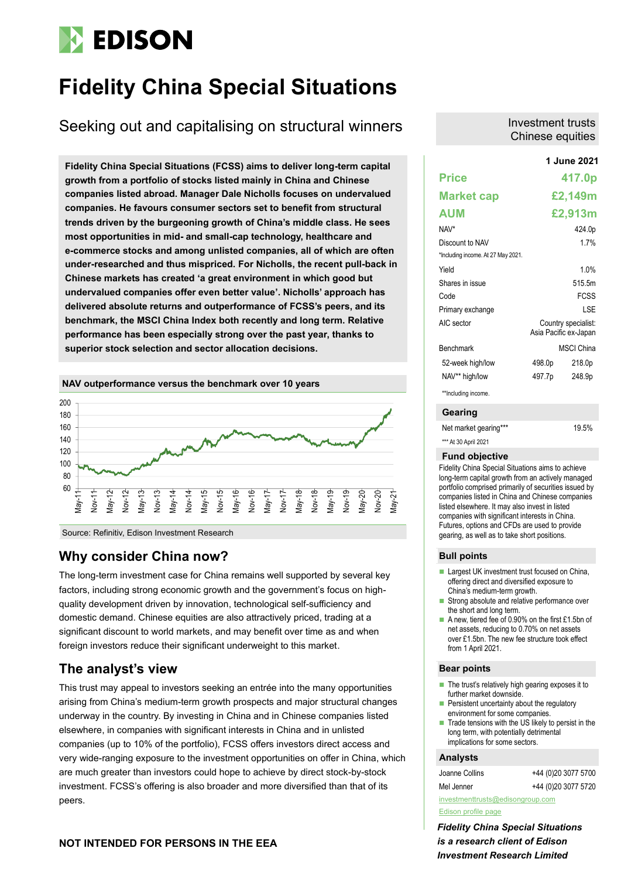# EDISON

# Fidelity China Special Situations

## Seeking out and capitalising on structural winners

Investment trusts
Chinese equities

**Fidelity China Special Situations (FCSS) aims to deliver long-term capital growth from a portfolio of stocks listed mainly in China and Chinese companies listed abroad. Manager Dale Nicholls focuses on undervalued companies. He favours consumer sectors set to benefit from structural trends driven by the burgeoning growth of China's middle class. He sees most opportunities in mid- and small-cap technology, healthcare and e-commerce stocks and among unlisted companies, all of which are often under-researched and thus mispriced. For Nicholls, the recent pull-back in Chinese markets has created 'a great environment in which good but undervalued companies offer even better value'. Nicholls' approach has delivered absolute returns and outperformance of FCSS's peers, and its benchmark, the MSCI China Index both recently and long term. Relative performance has been especially strong over the past year, thanks to superior stock selection and sector allocation decisions.**

**NAV outperformance versus the benchmark over 10 years**

Source: Refinitiv, Edison Investment Research

## Why consider China now?

The long-term investment case for China remains well supported by several key factors, including strong economic growth and the government's focus on high-quality development driven by innovation, technological self-sufficiency and domestic demand. Chinese equities are also attractively priced, trading at a significant discount to world markets, and may benefit over time as and when foreign investors reduce their significant underweight to this market.

## The analyst's view

This trust may appeal to investors seeking an entrée into the many opportunities arising from China's medium-term growth prospects and major structural changes underway in the country. By investing in China and Chinese companies listed elsewhere, in companies with significant interests in China and in unlisted companies (up to 10% of the portfolio), FCSS offers investors direct access and very wide-ranging exposure to the investment opportunities on offer in China, which are much greater than investors could hope to achieve by direct stock-by-stock investment. FCSS's offering is also broader and more diversified than that of its peers.

| | | **1 June 2021** |
|---|---|---|
| **Price** | | **417.0p** |
| **Market cap** | | **£2,149m** |
| **AUM** | | **£2,913m** |
| NAV* | | 424.0p |
| Discount to NAV | | 1.7% |

*Including income. At 27 May 2021.

| | | |
|---|---|---|
| Yield | | 1.0% |
| Shares in issue | | 515.5m |
| Code | | FCSS |
| Primary exchange | | LSE |
| AIC sector | | Country specialist: Asia Pacific ex-Japan |
| Benchmark | | MSCI China |
| 52-week high/low | 498.0p | 218.0p |
| NAV** high/low | 497.7p | 248.9p |

**Including income.

### Gearing

| | |
|---|---|
| Net market gearing*** | 19.5% |

*** At 30 April 2021

### Fund objective

Fidelity China Special Situations aims to achieve long-term capital growth from an actively managed portfolio comprised primarily of securities issued by companies listed in China and Chinese companies listed elsewhere. It may also invest in listed companies with significant interests in China. Futures, options and CFDs are used to provide gearing, as well as to take short positions.

### Bull points

- Largest UK investment trust focused on China, offering direct and diversified exposure to China's medium-term growth.
- Strong absolute and relative performance over the short and long term.
- A new, tiered fee of 0.90% on the first £1.5bn of net assets, reducing to 0.70% on net assets over £1.5bn. The new fee structure took effect from 1 April 2021.

### Bear points

- The trust's relatively high gearing exposes it to further market downside.
- Persistent uncertainty about the regulatory environment for some companies.
- Trade tensions with the US likely to persist in the long term, with potentially detrimental implications for some sectors.

### Analysts

| | |
|---|---|
| Joanne Collins | +44 (0)20 3077 5700 |
| Mel Jenner | +44 (0)20 3077 5720 |

investmenttrusts@edisongroup.com

Edison profile page

***Fidelity China Special Situations is a research client of Edison Investment Research Limited***

**NOT INTENDED FOR PERSONS IN THE EEA**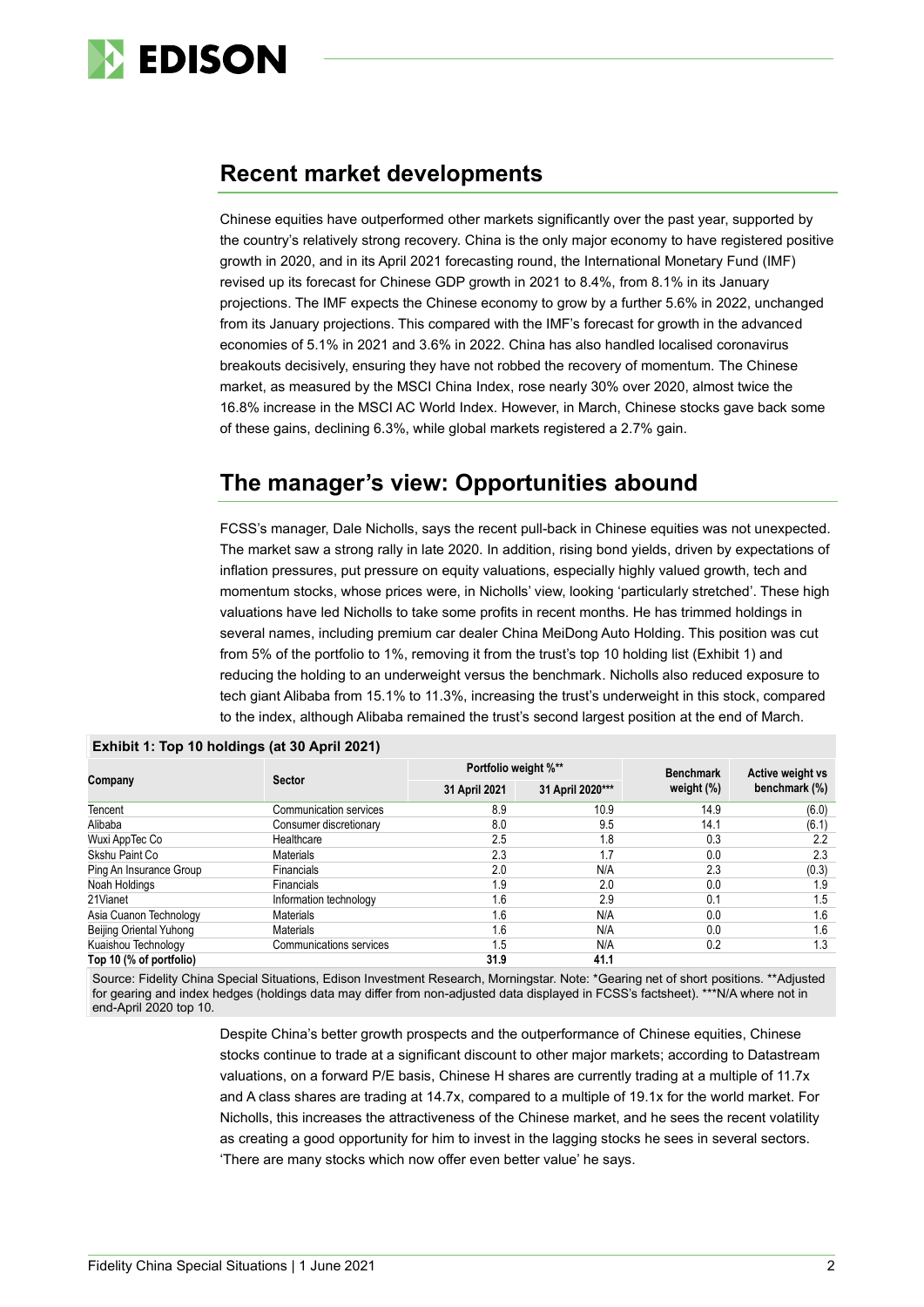## Recent market developments

Chinese equities have outperformed other markets significantly over the past year, supported by the country's relatively strong recovery. China is the only major economy to have registered positive growth in 2020, and in its April 2021 forecasting round, the International Monetary Fund (IMF) revised up its forecast for Chinese GDP growth in 2021 to 8.4%, from 8.1% in its January projections. The IMF expects the Chinese economy to grow by a further 5.6% in 2022, unchanged from its January projections. This compared with the IMF's forecast for growth in the advanced economies of 5.1% in 2021 and 3.6% in 2022. China has also handled localised coronavirus breakouts decisively, ensuring they have not robbed the recovery of momentum. The Chinese market, as measured by the MSCI China Index, rose nearly 30% over 2020, almost twice the 16.8% increase in the MSCI AC World Index. However, in March, Chinese stocks gave back some of these gains, declining 6.3%, while global markets registered a 2.7% gain.

## The manager's view: Opportunities abound

FCSS's manager, Dale Nicholls, says the recent pull-back in Chinese equities was not unexpected. The market saw a strong rally in late 2020. In addition, rising bond yields, driven by expectations of inflation pressures, put pressure on equity valuations, especially highly valued growth, tech and momentum stocks, whose prices were, in Nicholls' view, looking 'particularly stretched'. These high valuations have led Nicholls to take some profits in recent months. He has trimmed holdings in several names, including premium car dealer China MeiDong Auto Holding. This position was cut from 5% of the portfolio to 1%, removing it from the trust's top 10 holding list (Exhibit 1) and reducing the holding to an underweight versus the benchmark. Nicholls also reduced exposure to tech giant Alibaba from 15.1% to 11.3%, increasing the trust's underweight in this stock, compared to the index, although Alibaba remained the trust's second largest position at the end of March.

**Exhibit 1: Top 10 holdings (at 30 April 2021)**

| Company | Sector | Portfolio weight %** | | Benchmark weight (%) | Active weight vs benchmark (%) |
|---|---|---|---|---|---|
| | | 31 April 2021 | 31 April 2020*** | | |
| Tencent | Communication services | 8.9 | 10.9 | 14.9 | (6.0) |
| Alibaba | Consumer discretionary | 8.0 | 9.5 | 14.1 | (6.1) |
| Wuxi AppTec Co | Healthcare | 2.5 | 1.8 | 0.3 | 2.2 |
| Skshu Paint Co | Materials | 2.3 | 1.7 | 0.0 | 2.3 |
| Ping An Insurance Group | Financials | 2.0 | N/A | 2.3 | (0.3) |
| Noah Holdings | Financials | 1.9 | 2.0 | 0.0 | 1.9 |
| 21Vianet | Information technology | 1.6 | 2.9 | 0.1 | 1.5 |
| Asia Cuanon Technology | Materials | 1.6 | N/A | 0.0 | 1.6 |
| Beijing Oriental Yuhong | Materials | 1.6 | N/A | 0.0 | 1.6 |
| Kuaishou Technology | Communications services | 1.5 | N/A | 0.2 | 1.3 |
| **Top 10 (% of portfolio)** | | **31.9** | **41.1** | | |

Source: Fidelity China Special Situations, Edison Investment Research, Morningstar. Note: *Gearing net of short positions. **Adjusted for gearing and index hedges (holdings data may differ from non-adjusted data displayed in FCSS's factsheet). ***N/A where not in end-April 2020 top 10.

Despite China's better growth prospects and the outperformance of Chinese equities, Chinese stocks continue to trade at a significant discount to other major markets; according to Datastream valuations, on a forward P/E basis, Chinese H shares are currently trading at a multiple of 11.7x and A class shares are trading at 14.7x, compared to a multiple of 19.1x for the world market. For Nicholls, this increases the attractiveness of the Chinese market, and he sees the recent volatility as creating a good opportunity for him to invest in the lagging stocks he sees in several sectors. 'There are many stocks which now offer even better value' he says.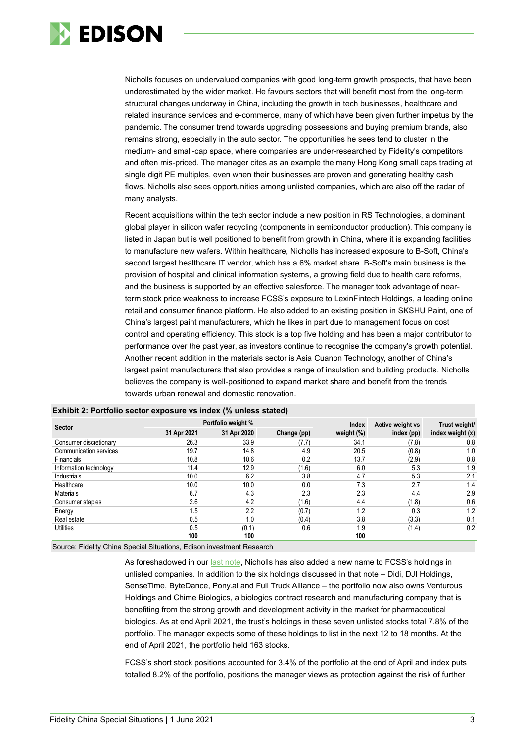Nicholls focuses on undervalued companies with good long-term growth prospects, that have been underestimated by the wider market. He favours sectors that will benefit most from the long-term structural changes underway in China, including the growth in tech businesses, healthcare and related insurance services and e-commerce, many of which have been given further impetus by the pandemic. The consumer trend towards upgrading possessions and buying premium brands, also remains strong, especially in the auto sector. The opportunities he sees tend to cluster in the medium- and small-cap space, where companies are under-researched by Fidelity's competitors and often mis-priced. The manager cites as an example the many Hong Kong small caps trading at single digit PE multiples, even when their businesses are proven and generating healthy cash flows. Nicholls also sees opportunities among unlisted companies, which are also off the radar of many analysts.

Recent acquisitions within the tech sector include a new position in RS Technologies, a dominant global player in silicon wafer recycling (components in semiconductor production). This company is listed in Japan but is well positioned to benefit from growth in China, where it is expanding facilities to manufacture new wafers. Within healthcare, Nicholls has increased exposure to B-Soft, China's second largest healthcare IT vendor, which has a 6% market share. B-Soft's main business is the provision of hospital and clinical information systems, a growing field due to health care reforms, and the business is supported by an effective salesforce. The manager took advantage of near-term stock price weakness to increase FCSS's exposure to LexinFintech Holdings, a leading online retail and consumer finance platform. He also added to an existing position in SKSHU Paint, one of China's largest paint manufacturers, which he likes in part due to management focus on cost control and operating efficiency. This stock is a top five holding and has been a major contributor to performance over the past year, as investors continue to recognise the company's growth potential. Another recent addition in the materials sector is Asia Cuanon Technology, another of China's largest paint manufacturers that also provides a range of insulation and building products. Nicholls believes the company is well-positioned to expand market share and benefit from the trends towards urban renewal and domestic renovation.

**Exhibit 2: Portfolio sector exposure vs index (% unless stated)**

| Sector | Portfolio weight % | | | Index | Active weight vs | Trust weight/ |
|---|---|---|---|---|---|---|
| | 31 Apr 2021 | 31 Apr 2020 | Change (pp) | weight (%) | index (pp) | index weight (x) |
| Consumer discretionary | 26.3 | 33.9 | (7.7) | 34.1 | (7.8) | 0.8 |
| Communication services | 19.7 | 14.8 | 4.9 | 20.5 | (0.8) | 1.0 |
| Financials | 10.8 | 10.6 | 0.2 | 13.7 | (2.9) | 0.8 |
| Information technology | 11.4 | 12.9 | (1.6) | 6.0 | 5.3 | 1.9 |
| Industrials | 10.0 | 6.2 | 3.8 | 4.7 | 5.3 | 2.1 |
| Healthcare | 10.0 | 10.0 | 0.0 | 7.3 | 2.7 | 1.4 |
| Materials | 6.7 | 4.3 | 2.3 | 2.3 | 4.4 | 2.9 |
| Consumer staples | 2.6 | 4.2 | (1.6) | 4.4 | (1.8) | 0.6 |
| Energy | 1.5 | 2.2 | (0.7) | 1.2 | 0.3 | 1.2 |
| Real estate | 0.5 | 1.0 | (0.4) | 3.8 | (3.3) | 0.1 |
| Utilities | 0.5 | (0.1) | 0.6 | 1.9 | (1.4) | 0.2 |
| | 100 | 100 | | 100 | | |

Source: Fidelity China Special Situations, Edison investment Research

As foreshadowed in our last note, Nicholls has also added a new name to FCSS's holdings in unlisted companies. In addition to the six holdings discussed in that note – Didi, DJI Holdings, SenseTime, ByteDance, Pony.ai and Full Truck Alliance – the portfolio now also owns Venturous Holdings and Chime Biologics, a biologics contract research and manufacturing company that is benefiting from the strong growth and development activity in the market for pharmaceutical biologics. As at end April 2021, the trust's holdings in these seven unlisted stocks total 7.8% of the portfolio. The manager expects some of these holdings to list in the next 12 to 18 months. At the end of April 2021, the portfolio held 163 stocks.

FCSS's short stock positions accounted for 3.4% of the portfolio at the end of April and index puts totalled 8.2% of the portfolio, positions the manager views as protection against the risk of further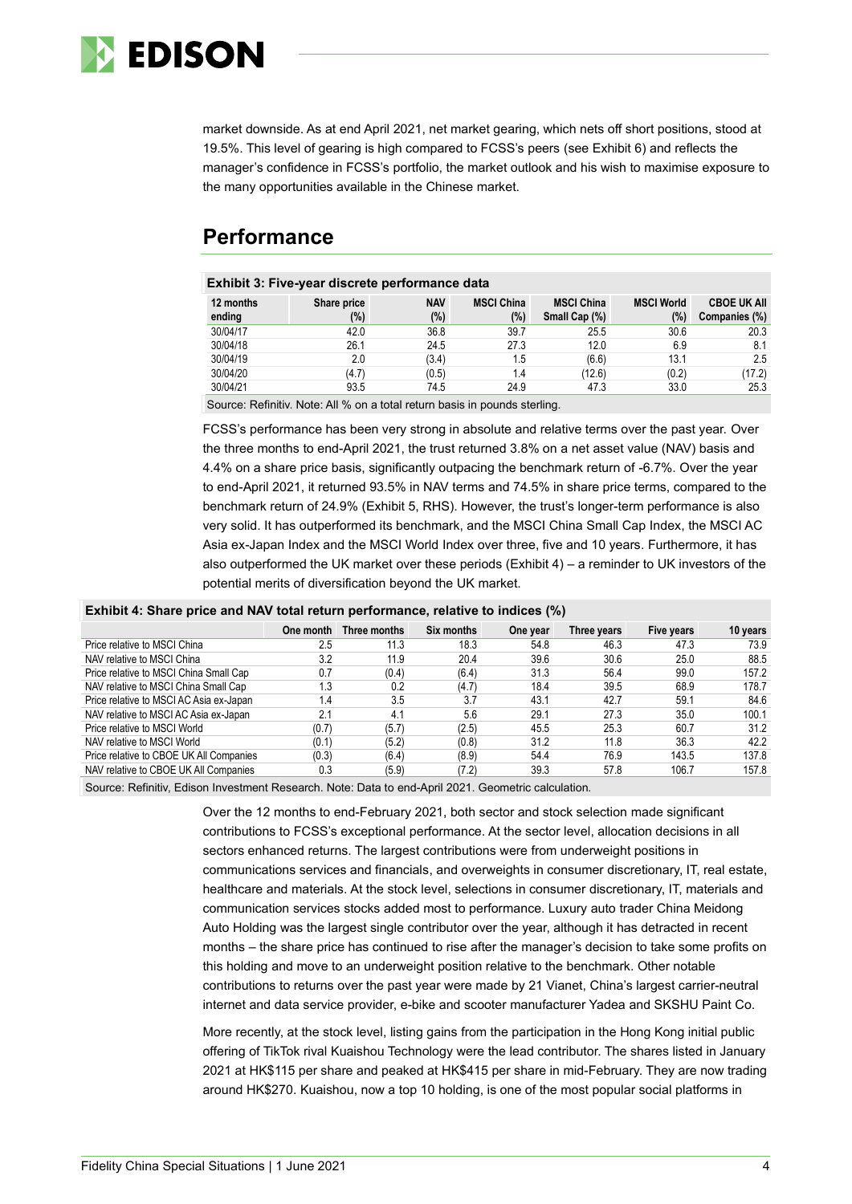market downside. As at end April 2021, net market gearing, which nets off short positions, stood at 19.5%. This level of gearing is high compared to FCSS's peers (see Exhibit 6) and reflects the manager's confidence in FCSS's portfolio, the market outlook and his wish to maximise exposure to the many opportunities available in the Chinese market.

## Performance

**Exhibit 3: Five-year discrete performance data**

| 12 months ending | Share price (%) | NAV (%) | MSCI China (%) | MSCI China Small Cap (%) | MSCI World (%) | CBOE UK All Companies (%) |
|---|---|---|---|---|---|---|
| 30/04/17 | 42.0 | 36.8 | 39.7 | 25.5 | 30.6 | 20.3 |
| 30/04/18 | 26.1 | 24.5 | 27.3 | 12.0 | 6.9 | 8.1 |
| 30/04/19 | 2.0 | (3.4) | 1.5 | (6.6) | 13.1 | 2.5 |
| 30/04/20 | (4.7) | (0.5) | 1.4 | (12.6) | (0.2) | (17.2) |
| 30/04/21 | 93.5 | 74.5 | 24.9 | 47.3 | 33.0 | 25.3 |

Source: Refinitiv. Note: All % on a total return basis in pounds sterling.

FCSS's performance has been very strong in absolute and relative terms over the past year. Over the three months to end-April 2021, the trust returned 3.8% on a net asset value (NAV) basis and 4.4% on a share price basis, significantly outpacing the benchmark return of -6.7%. Over the year to end-April 2021, it returned 93.5% in NAV terms and 74.5% in share price terms, compared to the benchmark return of 24.9% (Exhibit 5, RHS). However, the trust's longer-term performance is also very solid. It has outperformed its benchmark, and the MSCI China Small Cap Index, the MSCI AC Asia ex-Japan Index and the MSCI World Index over three, five and 10 years. Furthermore, it has also outperformed the UK market over these periods (Exhibit 4) – a reminder to UK investors of the potential merits of diversification beyond the UK market.

**Exhibit 4: Share price and NAV total return performance, relative to indices (%)**

| | One month | Three months | Six months | One year | Three years | Five years | 10 years |
|---|---|---|---|---|---|---|---|
| Price relative to MSCI China | 2.5 | 11.3 | 18.3 | 54.8 | 46.3 | 47.3 | 73.9 |
| NAV relative to MSCI China | 3.2 | 11.9 | 20.4 | 39.6 | 30.6 | 25.0 | 88.5 |
| Price relative to MSCI China Small Cap | 0.7 | (0.4) | (6.4) | 31.3 | 56.4 | 99.0 | 157.2 |
| NAV relative to MSCI China Small Cap | 1.3 | 0.2 | (4.7) | 18.4 | 39.5 | 68.9 | 178.7 |
| Price relative to MSCI AC Asia ex-Japan | 1.4 | 3.5 | 3.7 | 43.1 | 42.7 | 59.1 | 84.6 |
| NAV relative to MSCI AC Asia ex-Japan | 2.1 | 4.1 | 5.6 | 29.1 | 27.3 | 35.0 | 100.1 |
| Price relative to MSCI World | (0.7) | (5.7) | (2.5) | 45.5 | 25.3 | 60.7 | 31.2 |
| NAV relative to MSCI World | (0.1) | (5.2) | (0.8) | 31.2 | 11.8 | 36.3 | 42.2 |
| Price relative to CBOE UK All Companies | (0.3) | (6.4) | (8.9) | 54.4 | 76.9 | 143.5 | 137.8 |
| NAV relative to CBOE UK All Companies | 0.3 | (5.9) | (7.2) | 39.3 | 57.8 | 106.7 | 157.8 |

Source: Refinitiv, Edison Investment Research. Note: Data to end-April 2021. Geometric calculation.

Over the 12 months to end-February 2021, both sector and stock selection made significant contributions to FCSS's exceptional performance. At the sector level, allocation decisions in all sectors enhanced returns. The largest contributions were from underweight positions in communications services and financials, and overweights in consumer discretionary, IT, real estate, healthcare and materials. At the stock level, selections in consumer discretionary, IT, materials and communication services stocks added most to performance. Luxury auto trader China Meidong Auto Holding was the largest single contributor over the year, although it has detracted in recent months – the share price has continued to rise after the manager's decision to take some profits on this holding and move to an underweight position relative to the benchmark. Other notable contributions to returns over the past year were made by 21 Vianet, China's largest carrier-neutral internet and data service provider, e-bike and scooter manufacturer Yadea and SKSHU Paint Co.

More recently, at the stock level, listing gains from the participation in the Hong Kong initial public offering of TikTok rival Kuaishou Technology were the lead contributor. The shares listed in January 2021 at HK$115 per share and peaked at HK$415 per share in mid-February. They are now trading around HK$270. Kuaishou, now a top 10 holding, is one of the most popular social platforms in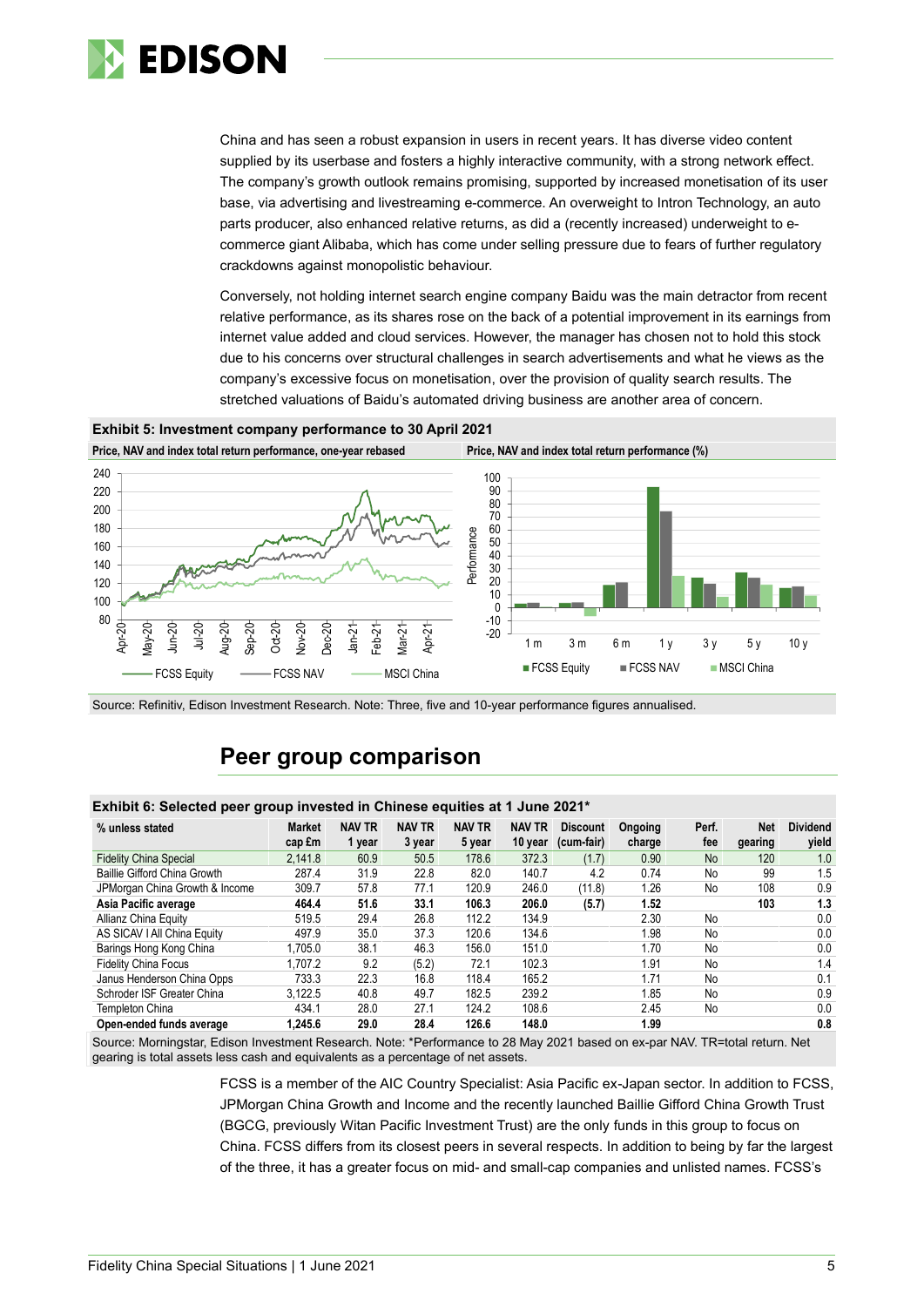China and has seen a robust expansion in users in recent years. It has diverse video content supplied by its userbase and fosters a highly interactive community, with a strong network effect. The company's growth outlook remains promising, supported by increased monetisation of its user base, via advertising and livestreaming e-commerce. An overweight to Intron Technology, an auto parts producer, also enhanced relative returns, as did a (recently increased) underweight to e-commerce giant Alibaba, which has come under selling pressure due to fears of further regulatory crackdowns against monopolistic behaviour.

Conversely, not holding internet search engine company Baidu was the main detractor from recent relative performance, as its shares rose on the back of a potential improvement in its earnings from internet value added and cloud services. However, the manager has chosen not to hold this stock due to his concerns over structural challenges in search advertisements and what he views as the company's excessive focus on monetisation, over the provision of quality search results. The stretched valuations of Baidu's automated driving business are another area of concern.

**Exhibit 5: Investment company performance to 30 April 2021**

Price, NAV and index total return performance, one-year rebased

Price, NAV and index total return performance (%)

Source: Refinitiv, Edison Investment Research. Note: Three, five and 10-year performance figures annualised.

## Peer group comparison

**Exhibit 6: Selected peer group invested in Chinese equities at 1 June 2021***

| % unless stated | Market cap £m | NAV TR 1 year | NAV TR 3 year | NAV TR 5 year | NAV TR 10 year | Discount (cum-fair) | Ongoing charge | Perf. fee | Net gearing | Dividend yield |
|---|---|---|---|---|---|---|---|---|---|---|
| Fidelity China Special | 2,141.8 | 60.9 | 50.5 | 178.6 | 372.3 | (1.7) | 0.90 | No | 120 | 1.0 |
| Baillie Gifford China Growth | 287.4 | 31.9 | 22.8 | 82.0 | 140.7 | 4.2 | 0.74 | No | 99 | 1.5 |
| JPMorgan China Growth & Income | 309.7 | 57.8 | 77.1 | 120.9 | 246.0 | (11.8) | 1.26 | No | 108 | 0.9 |
| **Asia Pacific average** | **464.4** | **51.6** | **33.1** | **106.3** | **206.0** | **(5.7)** | **1.52** | | **103** | **1.3** |
| Allianz China Equity | 519.5 | 29.4 | 26.8 | 112.2 | 134.9 | | 2.30 | No | | 0.0 |
| AS SICAV I All China Equity | 497.9 | 35.0 | 37.3 | 120.6 | 134.6 | | 1.98 | No | | 0.0 |
| Barings Hong Kong China | 1,705.0 | 38.1 | 46.3 | 156.0 | 151.0 | | 1.70 | No | | 0.0 |
| Fidelity China Focus | 1,707.2 | 9.2 | (5.2) | 72.1 | 102.3 | | 1.91 | No | | 1.4 |
| Janus Henderson China Opps | 733.3 | 22.3 | 16.8 | 118.4 | 165.2 | | 1.71 | No | | 0.1 |
| Schroder ISF Greater China | 3,122.5 | 40.8 | 49.7 | 182.5 | 239.2 | | 1.85 | No | | 0.9 |
| Templeton China | 434.1 | 28.0 | 27.1 | 124.2 | 108.6 | | 2.45 | No | | 0.0 |
| **Open-ended funds average** | **1,245.6** | **29.0** | **28.4** | **126.6** | **148.0** | | **1.99** | | | **0.8** |

Source: Morningstar, Edison Investment Research. Note: *Performance to 28 May 2021 based on ex-par NAV. TR=total return. Net gearing is total assets less cash and equivalents as a percentage of net assets.

FCSS is a member of the AIC Country Specialist: Asia Pacific ex-Japan sector. In addition to FCSS, JPMorgan China Growth and Income and the recently launched Baillie Gifford China Growth Trust (BGCG, previously Witan Pacific Investment Trust) are the only funds in this group to focus on China. FCSS differs from its closest peers in several respects. In addition to being by far the largest of the three, it has a greater focus on mid- and small-cap companies and unlisted names. FCSS's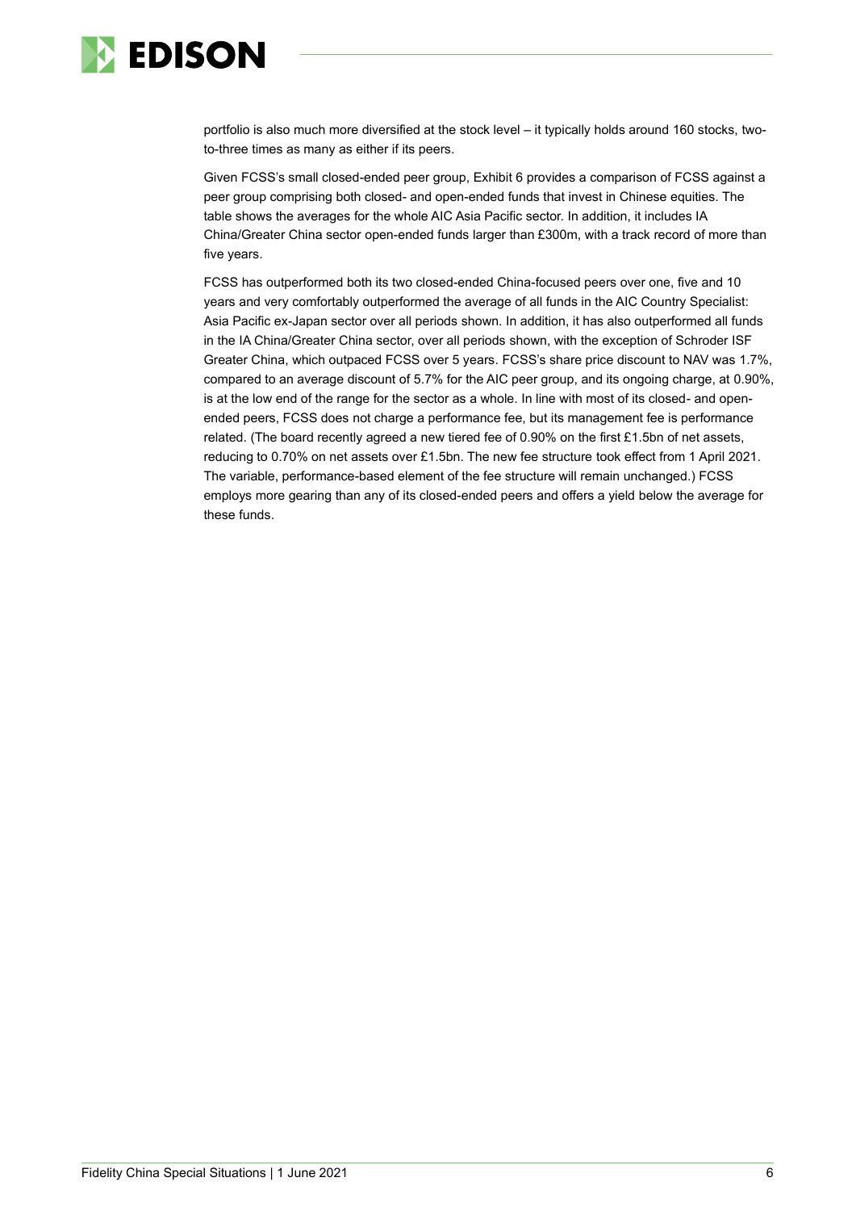portfolio is also much more diversified at the stock level – it typically holds around 160 stocks, two-to-three times as many as either if its peers.

Given FCSS's small closed-ended peer group, Exhibit 6 provides a comparison of FCSS against a peer group comprising both closed- and open-ended funds that invest in Chinese equities. The table shows the averages for the whole AIC Asia Pacific sector. In addition, it includes IA China/Greater China sector open-ended funds larger than £300m, with a track record of more than five years.

FCSS has outperformed both its two closed-ended China-focused peers over one, five and 10 years and very comfortably outperformed the average of all funds in the AIC Country Specialist: Asia Pacific ex-Japan sector over all periods shown. In addition, it has also outperformed all funds in the IA China/Greater China sector, over all periods shown, with the exception of Schroder ISF Greater China, which outpaced FCSS over 5 years. FCSS's share price discount to NAV was 1.7%, compared to an average discount of 5.7% for the AIC peer group, and its ongoing charge, at 0.90%, is at the low end of the range for the sector as a whole. In line with most of its closed- and open-ended peers, FCSS does not charge a performance fee, but its management fee is performance related. (The board recently agreed a new tiered fee of 0.90% on the first £1.5bn of net assets, reducing to 0.70% on net assets over £1.5bn. The new fee structure took effect from 1 April 2021. The variable, performance-based element of the fee structure will remain unchanged.) FCSS employs more gearing than any of its closed-ended peers and offers a yield below the average for these funds.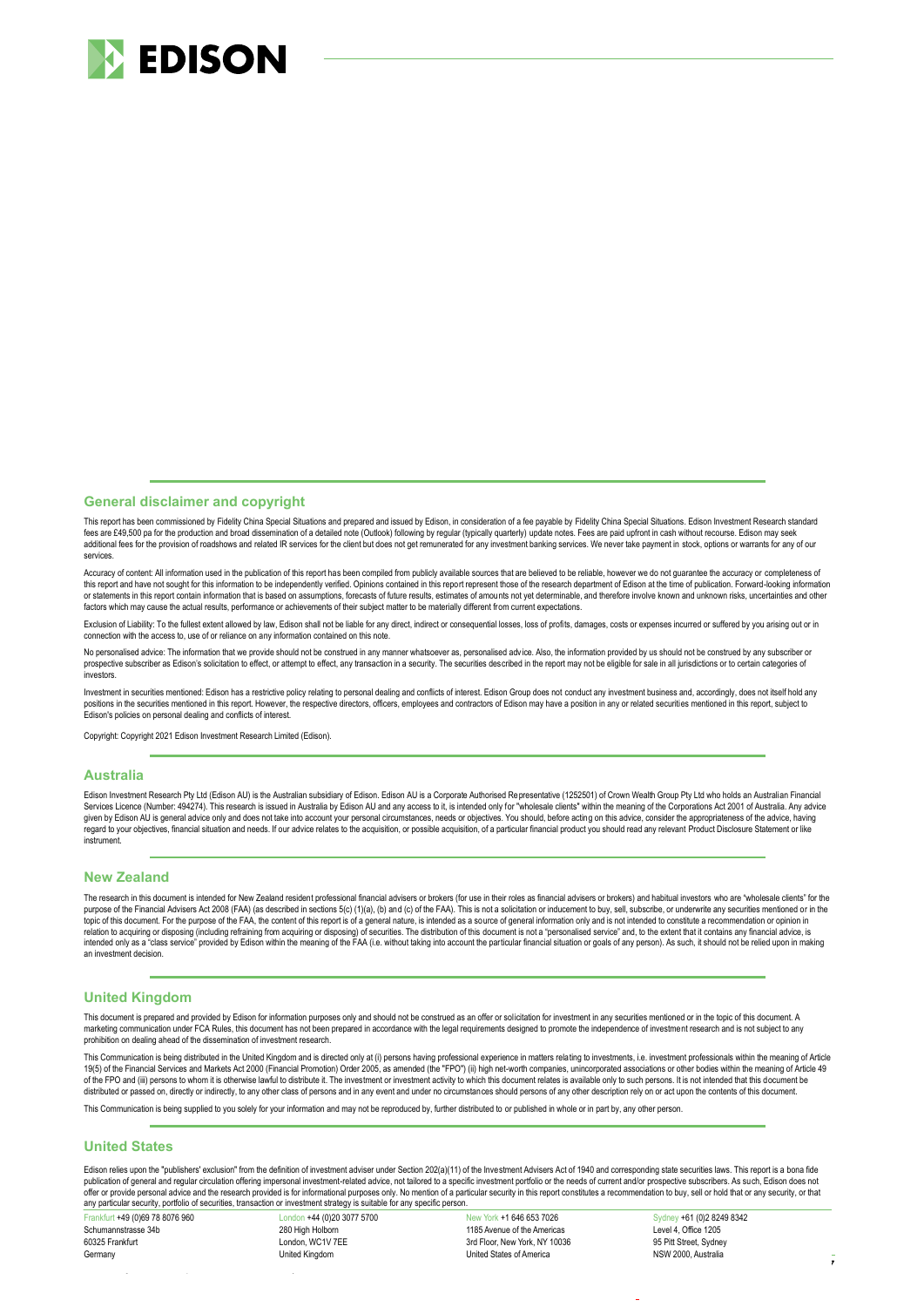## General disclaimer and copyright

This report has been commissioned by Fidelity China Special Situations and prepared and issued by Edison, in consideration of a fee payable by Fidelity China Special Situations. Edison Investment Research standard fees are £49,500 pa for the production and broad dissemination of a detailed note (Outlook) following by regular (typically quarterly) update notes. Fees are paid upfront in cash without recourse. Edison may seek additional fees for the provision of roadshows and related IR services for the client but does not get remunerated for any investment banking services. We never take payment in stock, options or warrants for any of our services.

Accuracy of content: All information used in the publication of this report has been compiled from publicly available sources that are believed to be reliable, however we do not guarantee the accuracy or completeness of this report and have not sought for this information to be independently verified. Opinions contained in this report represent those of the research department of Edison at the time of publication. Forward-looking information or statements in this report contain information that is based on assumptions, forecasts of future results, estimates of amounts not yet determinable, and therefore involve known and unknown risks, uncertainties and other factors which may cause the actual results, performance or achievements of their subject matter to be materially different from current expectations.

Exclusion of Liability: To the fullest extent allowed by law, Edison shall not be liable for any direct, indirect or consequential losses, loss of profits, damages, costs or expenses incurred or suffered by you arising out or in connection with the access to, use of or reliance on any information contained on this note.

No personalised advice: The information that we provide should not be construed in any manner whatsoever as, personalised advice. Also, the information provided by us should not be construed by any subscriber or prospective subscriber as Edison's solicitation to effect, or attempt to effect, any transaction in a security. The securities described in the report may not be eligible for sale in all jurisdictions or to certain categories of investors.

Investment in securities mentioned: Edison has a restrictive policy relating to personal dealing and conflicts of interest. Edison Group does not conduct any investment business and, accordingly, does not itself hold any positions in the securities mentioned in this report. However, the respective directors, officers, employees and contractors of Edison may have a position in any or related securities mentioned in this report, subject to Edison's policies on personal dealing and conflicts of interest.

Copyright: Copyright 2021 Edison Investment Research Limited (Edison).

## Australia

Edison Investment Research Pty Ltd (Edison AU) is the Australian subsidiary of Edison. Edison AU is a Corporate Authorised Representative (1252501) of Crown Wealth Group Pty Ltd who holds an Australian Financial Services Licence (Number: 494274). This research is issued in Australia by Edison AU and any access to it, is intended only for "wholesale clients" within the meaning of the Corporations Act 2001 of Australia. Any advice given by Edison AU is general advice only and does not take into account your personal circumstances, needs or objectives. You should, before acting on this advice, consider the appropriateness of the advice, having regard to your objectives, financial situation and needs. If our advice relates to the acquisition, or possible acquisition, of a particular financial product you should read any relevant Product Disclosure Statement or like instrument.

## New Zealand

The research in this document is intended for New Zealand resident professional financial advisers or brokers (for use in their roles as financial advisers or brokers) and habitual investors who are "wholesale clients" for the purpose of the Financial Advisers Act 2008 (FAA) (as described in sections 5(c) (1)(a), (b) and (c) of the FAA). This is not a solicitation or inducement to buy, sell, subscribe, or underwrite any securities mentioned or in the topic of this document. For the purpose of the FAA, the content of this report is of a general nature, is intended as a source of general information only and is not intended to constitute a recommendation or opinion in relation to acquiring or disposing (including refraining from acquiring or disposing) of securities. The distribution of this document is not a "personalised service" and, to the extent that it contains any financial advice, is intended only as a "class service" provided by Edison within the meaning of the FAA (i.e. without taking into account the particular financial situation or goals of any person). As such, it should not be relied upon in making an investment decision.

## United Kingdom

This document is prepared and provided by Edison for information purposes only and should not be construed as an offer or solicitation for investment in any securities mentioned or in the topic of this document. A marketing communication under FCA Rules, this document has not been prepared in accordance with the legal requirements designed to promote the independence of investment research and is not subject to any prohibition on dealing ahead of the dissemination of investment research.

This Communication is being distributed in the United Kingdom and is directed only at (i) persons having professional experience in matters relating to investments, i.e. investment professionals within the meaning of Article 19(5) of the Financial Services and Markets Act 2000 (Financial Promotion) Order 2005, as amended (the "FPO") (ii) high net-worth companies, unincorporated associations or other bodies within the meaning of Article 49 of the FPO and (iii) persons to whom it is otherwise lawful to distribute it. The investment or investment activity to which this document relates is available only to such persons. It is not intended that this document be distributed or passed on, directly or indirectly, to any other class of persons and in any event and under no circumstances should persons of any other description rely on or act upon the contents of this document.

This Communication is being supplied to you solely for your information and may not be reproduced by, further distributed to or published in whole or in part by, any other person.

## United States

Edison relies upon the "publishers' exclusion" from the definition of investment adviser under Section 202(a)(11) of the Investment Advisers Act of 1940 and corresponding state securities laws. This report is a bona fide publication of general and regular circulation offering impersonal investment-related advice, not tailored to a specific investment portfolio or the needs of current and/or prospective subscribers. As such, Edison does not offer or provide personal advice and the research provided is for informational purposes only. No mention of a particular security in this report constitutes a recommendation to buy, sell or hold that or any security, or that any particular security, portfolio of securities, transaction or investment strategy is suitable for any specific person.

Frankfurt +49 (0)69 78 8076 960
Schumannstrasse 34b
60325 Frankfurt
Germany

London +44 (0)20 3077 5700
280 High Holborn
London, WC1V 7EE
United Kingdom

New York +1 646 653 7026
1185 Avenue of the Americas
3rd Floor, New York, NY 10036
United States of America

Sydney +61 (0)2 8249 8342
Level 4, Office 1205
95 Pitt Street, Sydney
NSW 2000, Australia